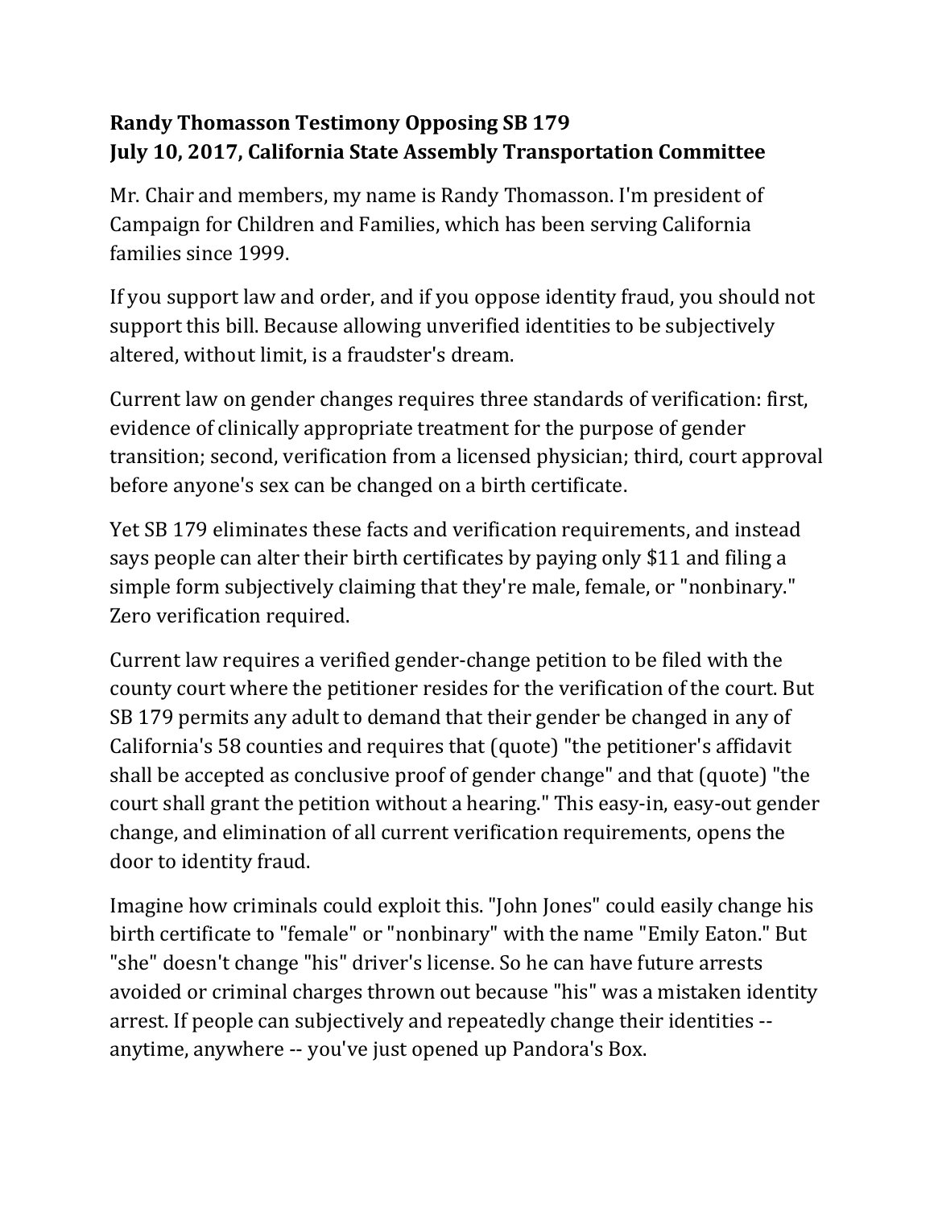**Randy Thomasson Testimony Opposing SB 179**
**July 10, 2017, California State Assembly Transportation Committee**

Mr. Chair and members, my name is Randy Thomasson. I'm president of Campaign for Children and Families, which has been serving California families since 1999.

If you support law and order, and if you oppose identity fraud, you should not support this bill. Because allowing unverified identities to be subjectively altered, without limit, is a fraudster's dream.

Current law on gender changes requires three standards of verification: first, evidence of clinically appropriate treatment for the purpose of gender transition; second, verification from a licensed physician; third, court approval before anyone's sex can be changed on a birth certificate.

Yet SB 179 eliminates these facts and verification requirements, and instead says people can alter their birth certificates by paying only $11 and filing a simple form subjectively claiming that they're male, female, or "nonbinary." Zero verification required.

Current law requires a verified gender-change petition to be filed with the county court where the petitioner resides for the verification of the court. But SB 179 permits any adult to demand that their gender be changed in any of California's 58 counties and requires that (quote) "the petitioner's affidavit shall be accepted as conclusive proof of gender change" and that (quote) "the court shall grant the petition without a hearing." This easy-in, easy-out gender change, and elimination of all current verification requirements, opens the door to identity fraud.

Imagine how criminals could exploit this. "John Jones" could easily change his birth certificate to "female" or "nonbinary" with the name "Emily Eaton." But "she" doesn't change "his" driver's license. So he can have future arrests avoided or criminal charges thrown out because "his" was a mistaken identity arrest. If people can subjectively and repeatedly change their identities -- anytime, anywhere -- you've just opened up Pandora's Box.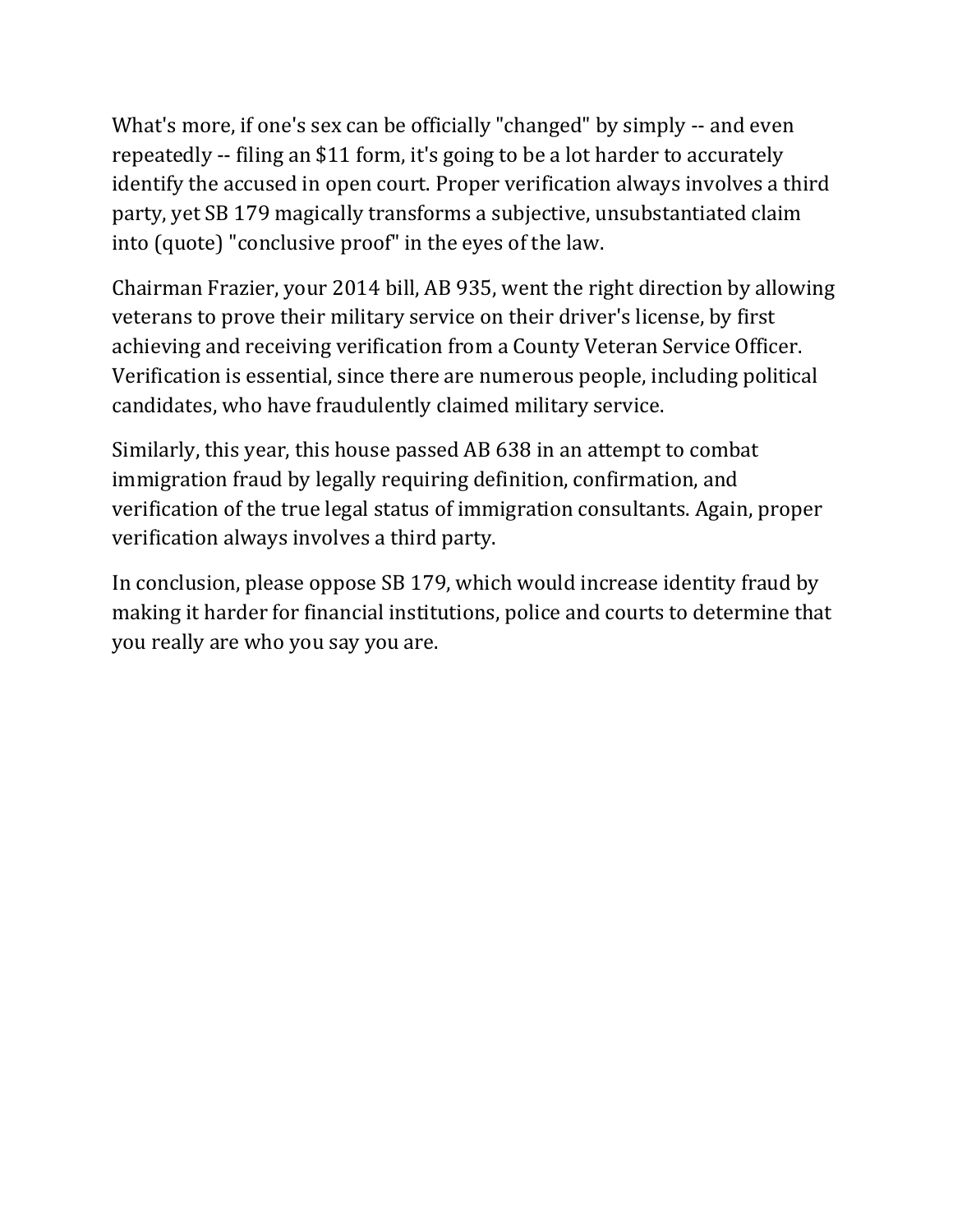What's more, if one's sex can be officially "changed" by simply -- and even repeatedly -- filing an $11 form, it's going to be a lot harder to accurately identify the accused in open court. Proper verification always involves a third party, yet SB 179 magically transforms a subjective, unsubstantiated claim into (quote) "conclusive proof" in the eyes of the law.

Chairman Frazier, your 2014 bill, AB 935, went the right direction by allowing veterans to prove their military service on their driver's license, by first achieving and receiving verification from a County Veteran Service Officer. Verification is essential, since there are numerous people, including political candidates, who have fraudulently claimed military service.

Similarly, this year, this house passed AB 638 in an attempt to combat immigration fraud by legally requiring definition, confirmation, and verification of the true legal status of immigration consultants. Again, proper verification always involves a third party.

In conclusion, please oppose SB 179, which would increase identity fraud by making it harder for financial institutions, police and courts to determine that you really are who you say you are.